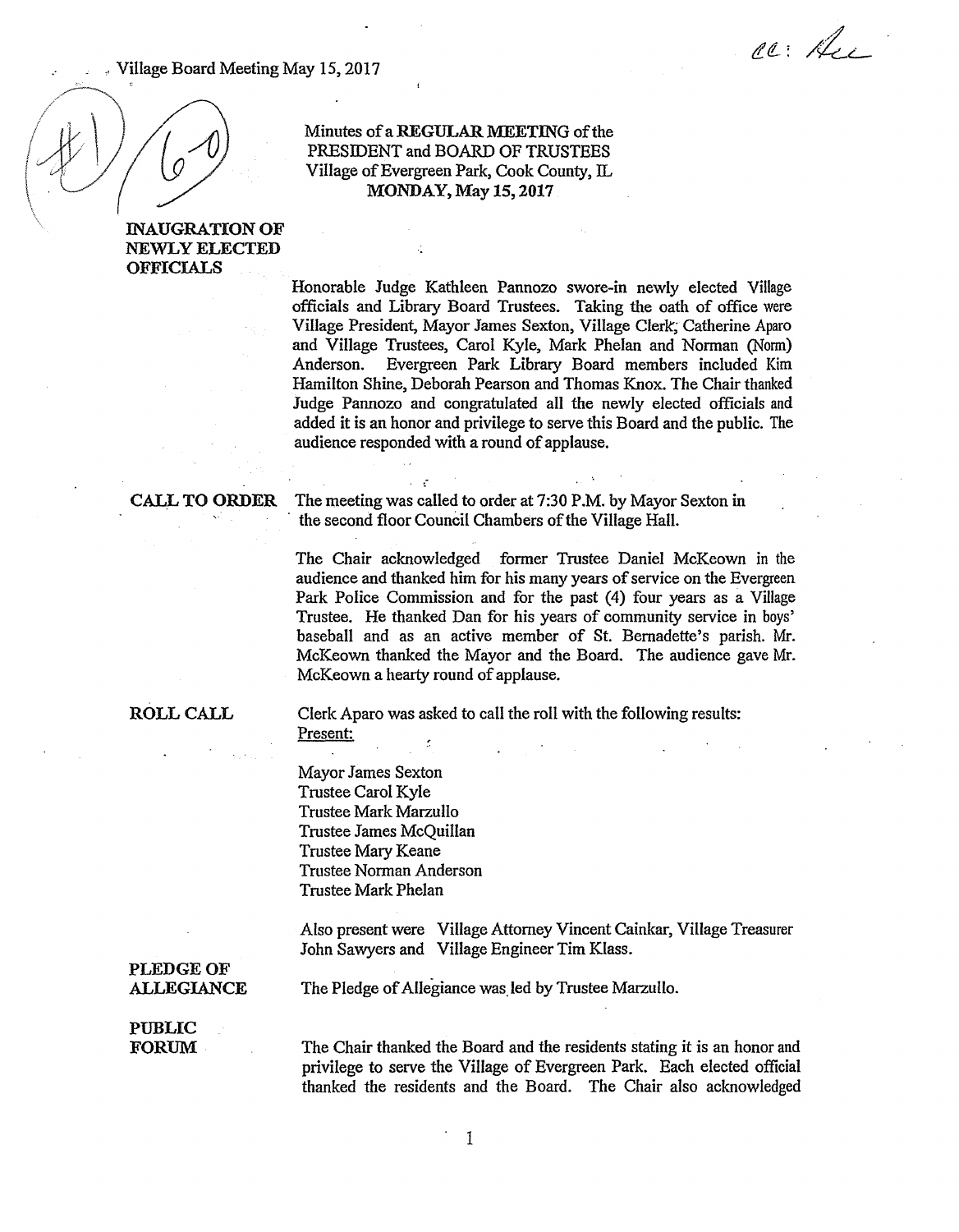Village Board Meeting May 15, 2017

cc: Ace

#1 (6-0)

Minutes of a **REGULAR MEETING** of the
PRESIDENT and BOARD OF TRUSTEES
Village of Evergreen Park, Cook County, IL
**MONDAY, May 15, 2017**

**INAUGURATION OF NEWLY ELECTED OFFICIALS**

Honorable Judge Kathleen Pannozo swore-in newly elected Village officials and Library Board Trustees. Taking the oath of office were Village President, Mayor James Sexton, Village Clerk, Catherine Aparo and Village Trustees, Carol Kyle, Mark Phelan and Norman (Norm) Anderson. Evergreen Park Library Board members included Kim Hamilton Shine, Deborah Pearson and Thomas Knox. The Chair thanked Judge Pannozo and congratulated all the newly elected officials and added it is an honor and privilege to serve this Board and the public. The audience responded with a round of applause.

**CALL TO ORDER**

The meeting was called to order at 7:30 P.M. by Mayor Sexton in the second floor Council Chambers of the Village Hall.

The Chair acknowledged former Trustee Daniel McKeown in the audience and thanked him for his many years of service on the Evergreen Park Police Commission and for the past (4) four years as a Village Trustee. He thanked Dan for his years of community service in boys' baseball and as an active member of St. Bernadette's parish. Mr. McKeown thanked the Mayor and the Board. The audience gave Mr. McKeown a hearty round of applause.

**ROLL CALL**

Clerk Aparo was asked to call the roll with the following results:
Present:

Mayor James Sexton
Trustee Carol Kyle
Trustee Mark Marzullo
Trustee James McQuillan
Trustee Mary Keane
Trustee Norman Anderson
Trustee Mark Phelan

Also present were Village Attorney Vincent Cainkar, Village Treasurer John Sawyers and Village Engineer Tim Klass.

**PLEDGE OF ALLEGIANCE**

The Pledge of Allegiance was led by Trustee Marzullo.

**PUBLIC FORUM**

The Chair thanked the Board and the residents stating it is an honor and privilege to serve the Village of Evergreen Park. Each elected official thanked the residents and the Board. The Chair also acknowledged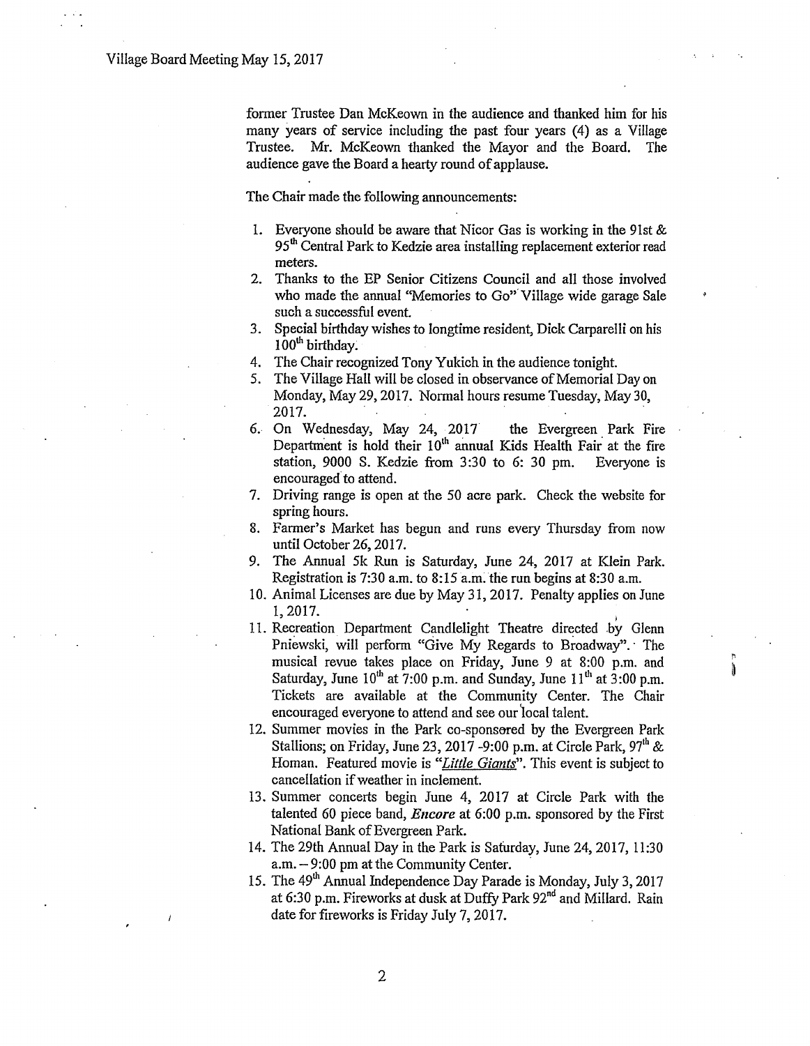former Trustee Dan McKeown in the audience and thanked him for his many years of service including the past four years (4) as a Village Trustee. Mr. McKeown thanked the Mayor and the Board. The audience gave the Board a hearty round of applause.

The Chair made the following announcements:

1. Everyone should be aware that Nicor Gas is working in the 91st & 95th Central Park to Kedzie area installing replacement exterior read meters.
2. Thanks to the EP Senior Citizens Council and all those involved who made the annual "Memories to Go" Village wide garage Sale such a successful event.
3. Special birthday wishes to longtime resident, Dick Carparelli on his 100th birthday.
4. The Chair recognized Tony Yukich in the audience tonight.
5. The Village Hall will be closed in observance of Memorial Day on Monday, May 29, 2017. Normal hours resume Tuesday, May 30, 2017.
6. On Wednesday, May 24, 2017 the Evergreen Park Fire Department is hold their 10th annual Kids Health Fair at the fire station, 9000 S. Kedzie from 3:30 to 6: 30 pm. Everyone is encouraged to attend.
7. Driving range is open at the 50 acre park. Check the website for spring hours.
8. Farmer's Market has begun and runs every Thursday from now until October 26, 2017.
9. The Annual 5k Run is Saturday, June 24, 2017 at Klein Park. Registration is 7:30 a.m. to 8:15 a.m. the run begins at 8:30 a.m.
10. Animal Licenses are due by May 31, 2017. Penalty applies on June 1, 2017.
11. Recreation Department Candlelight Theatre directed by Glenn Pniewski, will perform "Give My Regards to Broadway". The musical revue takes place on Friday, June 9 at 8:00 p.m. and Saturday, June 10th at 7:00 p.m. and Sunday, June 11th at 3:00 p.m. Tickets are available at the Community Center. The Chair encouraged everyone to attend and see our local talent.
12. Summer movies in the Park co-sponsored by the Evergreen Park Stallions; on Friday, June 23, 2017 -9:00 p.m. at Circle Park, 97th & Homan. Featured movie is "*Little Giants*". This event is subject to cancellation if weather in inclement.
13. Summer concerts begin June 4, 2017 at Circle Park with the talented 60 piece band, ***Encore*** at 6:00 p.m. sponsored by the First National Bank of Evergreen Park.
14. The 29th Annual Day in the Park is Saturday, June 24, 2017, 11:30 a.m. – 9:00 pm at the Community Center.
15. The 49th Annual Independence Day Parade is Monday, July 3, 2017 at 6:30 p.m. Fireworks at dusk at Duffy Park 92nd and Millard. Rain date for fireworks is Friday July 7, 2017.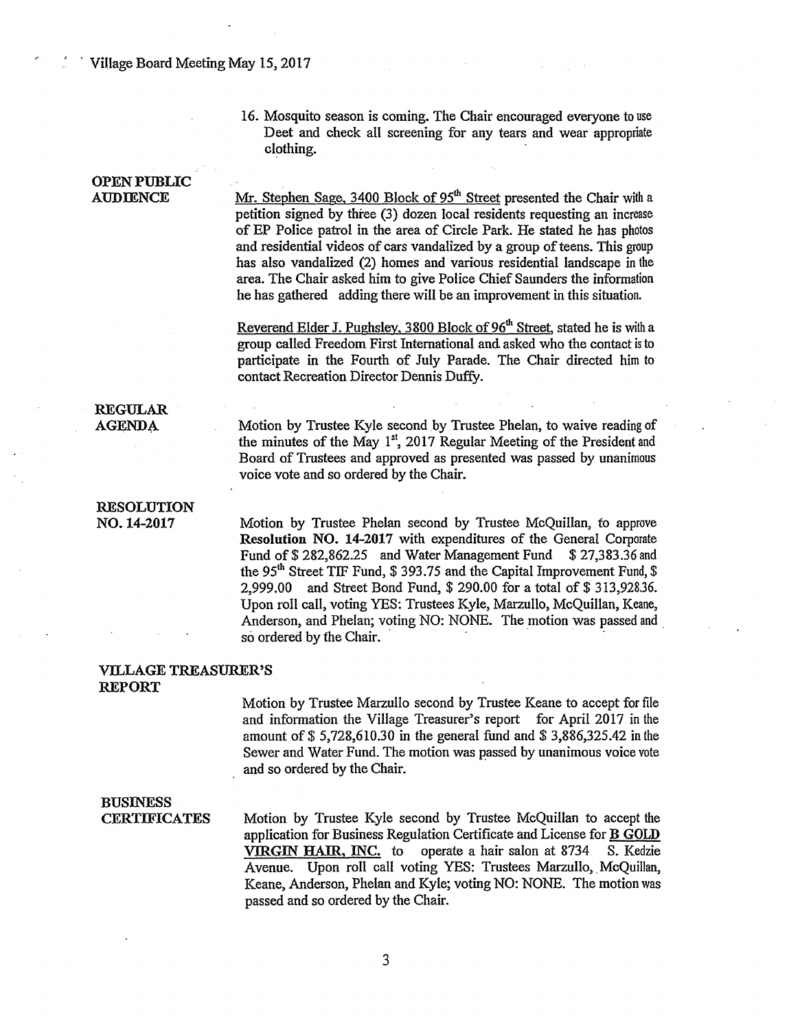16. Mosquito season is coming. The Chair encouraged everyone to use Deet and check all screening for any tears and wear appropriate clothing.

**OPEN PUBLIC AUDIENCE**

Mr. Stephen Sage, 3400 Block of 95th Street presented the Chair with a petition signed by three (3) dozen local residents requesting an increase of EP Police patrol in the area of Circle Park. He stated he has photos and residential videos of cars vandalized by a group of teens. This group has also vandalized (2) homes and various residential landscape in the area. The Chair asked him to give Police Chief Saunders the information he has gathered adding there will be an improvement in this situation.

Reverend Elder J. Pughsley, 3800 Block of 96th Street, stated he is with a group called Freedom First International and asked who the contact is to participate in the Fourth of July Parade. The Chair directed him to contact Recreation Director Dennis Duffy.

**REGULAR AGENDA**

Motion by Trustee Kyle second by Trustee Phelan, to waive reading of the minutes of the May 1st, 2017 Regular Meeting of the President and Board of Trustees and approved as presented was passed by unanimous voice vote and so ordered by the Chair.

**RESOLUTION NO. 14-2017**

Motion by Trustee Phelan second by Trustee McQuillan, to approve **Resolution NO. 14-2017** with expenditures of the General Corporate Fund of $ 282,862.25 and Water Management Fund $ 27,383.36 and the 95th Street TIF Fund, $ 393.75 and the Capital Improvement Fund, $ 2,999.00 and Street Bond Fund, $ 290.00 for a total of $ 313,928.36. Upon roll call, voting YES: Trustees Kyle, Marzullo, McQuillan, Keane, Anderson, and Phelan; voting NO: NONE. The motion was passed and so ordered by the Chair.

**VILLAGE TREASURER'S REPORT**

Motion by Trustee Marzullo second by Trustee Keane to accept for file and information the Village Treasurer's report for April 2017 in the amount of $ 5,728,610.30 in the general fund and $ 3,886,325.42 in the Sewer and Water Fund. The motion was passed by unanimous voice vote and so ordered by the Chair.

**BUSINESS CERTIFICATES**

Motion by Trustee Kyle second by Trustee McQuillan to accept the application for Business Regulation Certificate and License for **B GOLD VIRGIN HAIR, INC.** to operate a hair salon at 8734 S. Kedzie Avenue. Upon roll call voting YES: Trustees Marzullo, McQuillan, Keane, Anderson, Phelan and Kyle; voting NO: NONE. The motion was passed and so ordered by the Chair.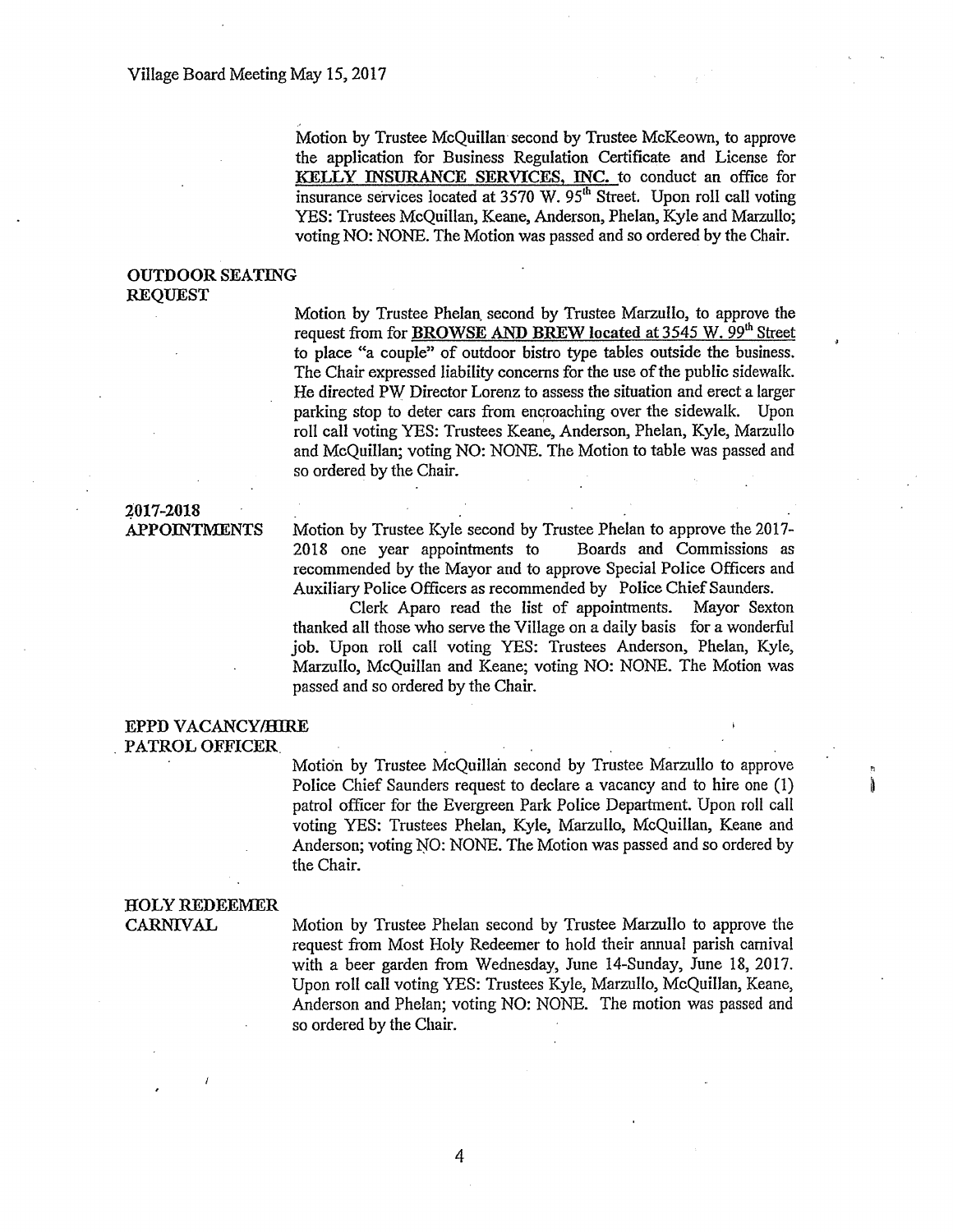Motion by Trustee McQuillan second by Trustee McKeown, to approve the application for Business Regulation Certificate and License for **KELLY INSURANCE SERVICES, INC.** to conduct an office for insurance services located at 3570 W. 95th Street. Upon roll call voting YES: Trustees McQuillan, Keane, Anderson, Phelan, Kyle and Marzullo; voting NO: NONE. The Motion was passed and so ordered by the Chair.

**OUTDOOR SEATING REQUEST**

Motion by Trustee Phelan second by Trustee Marzullo, to approve the request from for **BROWSE AND BREW located at 3545 W. 99th Street** to place "a couple" of outdoor bistro type tables outside the business. The Chair expressed liability concerns for the use of the public sidewalk. He directed PW Director Lorenz to assess the situation and erect a larger parking stop to deter cars from encroaching over the sidewalk. Upon roll call voting YES: Trustees Keane, Anderson, Phelan, Kyle, Marzullo and McQuillan; voting NO: NONE. The Motion to table was passed and so ordered by the Chair.

**2017-2018 APPOINTMENTS**

Motion by Trustee Kyle second by Trustee Phelan to approve the 2017-2018 one year appointments to Boards and Commissions as recommended by the Mayor and to approve Special Police Officers and Auxiliary Police Officers as recommended by Police Chief Saunders.

Clerk Aparo read the list of appointments. Mayor Sexton thanked all those who serve the Village on a daily basis for a wonderful job. Upon roll call voting YES: Trustees Anderson, Phelan, Kyle, Marzullo, McQuillan and Keane; voting NO: NONE. The Motion was passed and so ordered by the Chair.

**EPPD VACANCY/HIRE PATROL OFFICER**

Motion by Trustee McQuillan second by Trustee Marzullo to approve Police Chief Saunders request to declare a vacancy and to hire one (1) patrol officer for the Evergreen Park Police Department. Upon roll call voting YES: Trustees Phelan, Kyle, Marzullo, McQuillan, Keane and Anderson; voting NO: NONE. The Motion was passed and so ordered by the Chair.

**HOLY REDEEMER CARNIVAL**

Motion by Trustee Phelan second by Trustee Marzullo to approve the request from Most Holy Redeemer to hold their annual parish carnival with a beer garden from Wednesday, June 14-Sunday, June 18, 2017. Upon roll call voting YES: Trustees Kyle, Marzullo, McQuillan, Keane, Anderson and Phelan; voting NO: NONE. The motion was passed and so ordered by the Chair.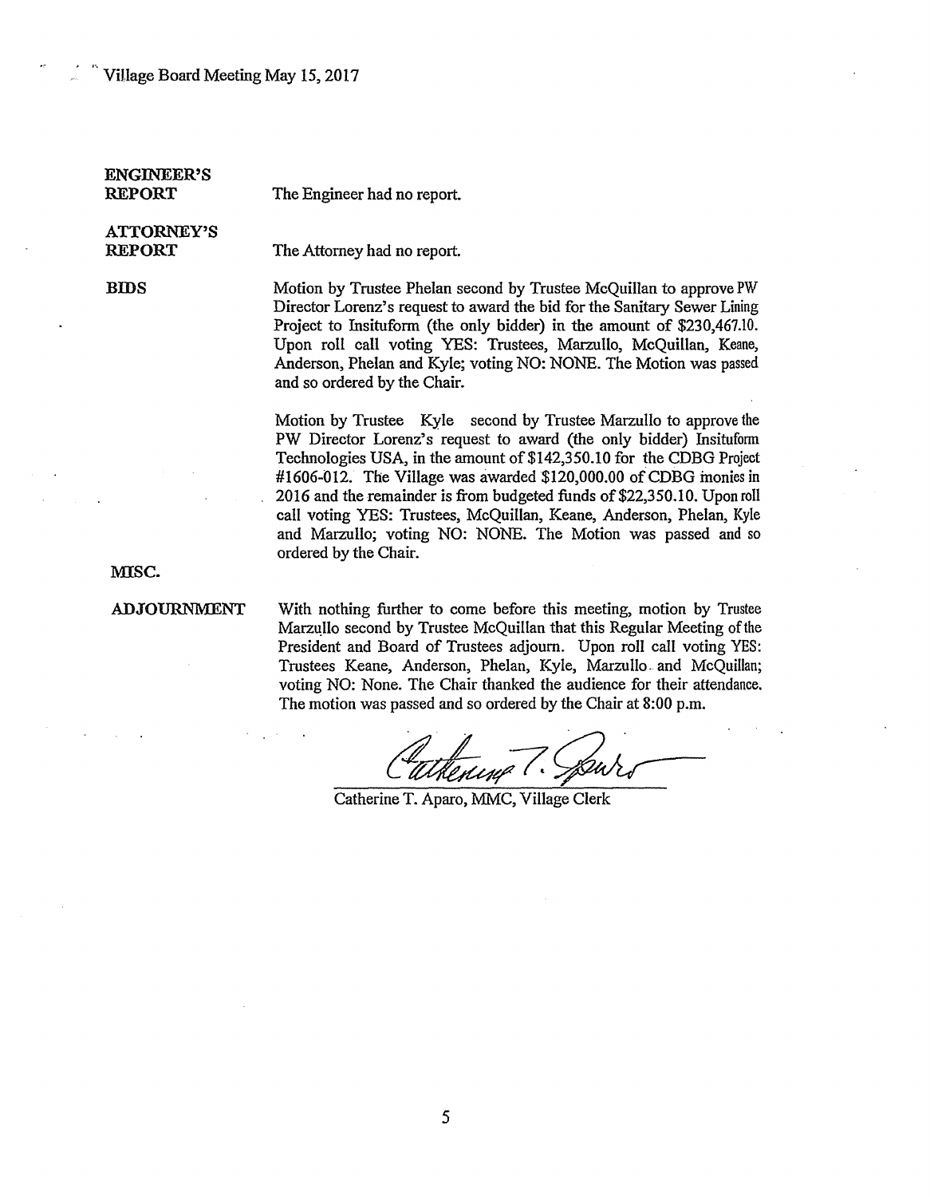**ENGINEER'S REPORT**

The Engineer had no report.

**ATTORNEY'S REPORT**

The Attorney had no report.

**BIDS**

Motion by Trustee Phelan second by Trustee McQuillan to approve PW Director Lorenz's request to award the bid for the Sanitary Sewer Lining Project to Insituform (the only bidder) in the amount of $230,467.10. Upon roll call voting YES: Trustees, Marzullo, McQuillan, Keane, Anderson, Phelan and Kyle; voting NO: NONE. The Motion was passed and so ordered by the Chair.

Motion by Trustee Kyle second by Trustee Marzullo to approve the PW Director Lorenz's request to award (the only bidder) Insituform Technologies USA, in the amount of $142,350.10 for the CDBG Project #1606-012. The Village was awarded $120,000.00 of CDBG monies in 2016 and the remainder is from budgeted funds of $22,350.10. Upon roll call voting YES: Trustees, McQuillan, Keane, Anderson, Phelan, Kyle and Marzullo; voting NO: NONE. The Motion was passed and so ordered by the Chair.

**MISC.**

**ADJOURNMENT**

With nothing further to come before this meeting, motion by Trustee Marzullo second by Trustee McQuillan that this Regular Meeting of the President and Board of Trustees adjourn. Upon roll call voting YES: Trustees Keane, Anderson, Phelan, Kyle, Marzullo and McQuillan; voting NO: None. The Chair thanked the audience for their attendance. The motion was passed and so ordered by the Chair at 8:00 p.m.

Catherine T. Aparo, MMC, Village Clerk